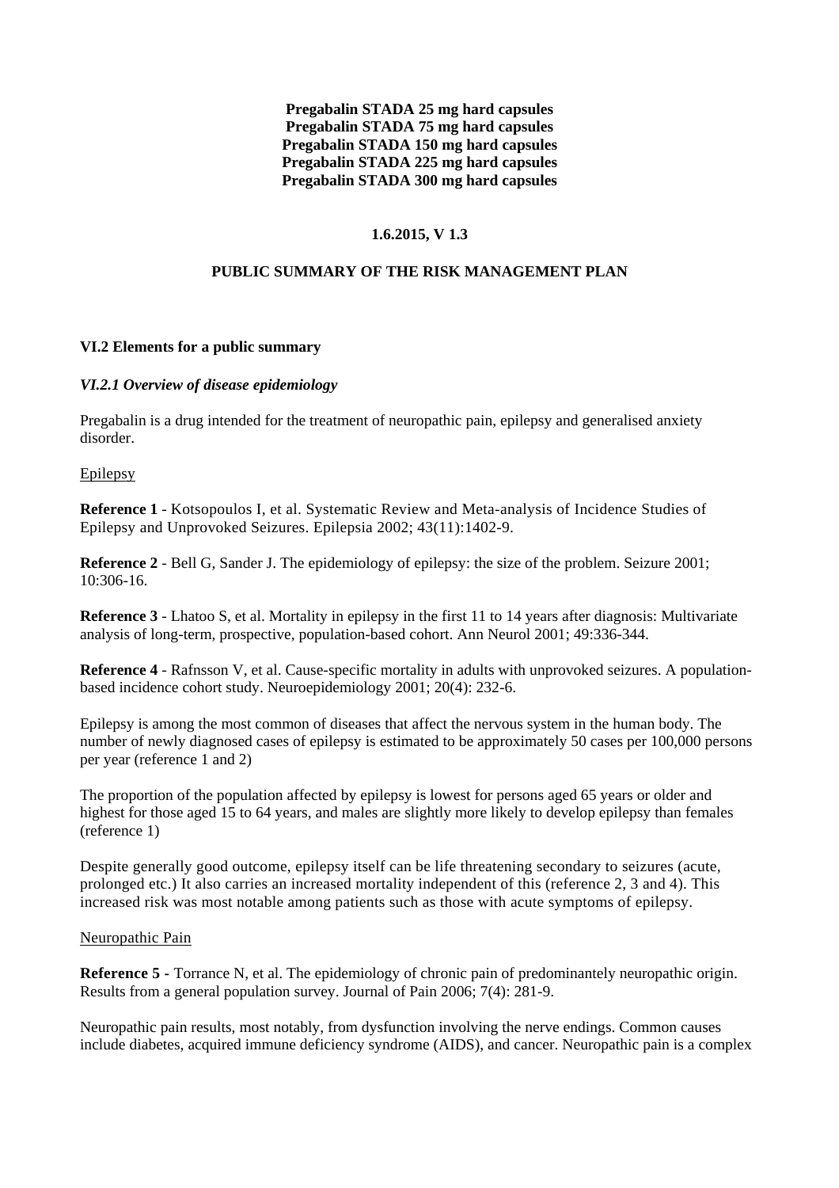**Pregabalin STADA 25 mg hard capsules**
**Pregabalin STADA 75 mg hard capsules**
**Pregabalin STADA 150 mg hard capsules**
**Pregabalin STADA 225 mg hard capsules**
**Pregabalin STADA 300 mg hard capsules**

**1.6.2015, V 1.3**

# PUBLIC SUMMARY OF THE RISK MANAGEMENT PLAN

## VI.2 Elements for a public summary

### *VI.2.1 Overview of disease epidemiology*

Pregabalin is a drug intended for the treatment of neuropathic pain, epilepsy and generalised anxiety disorder.

Epilepsy

**Reference 1** - Kotsopoulos I, et al. Systematic Review and Meta-analysis of Incidence Studies of Epilepsy and Unprovoked Seizures. Epilepsia 2002; 43(11):1402-9.

**Reference 2** - Bell G, Sander J. The epidemiology of epilepsy: the size of the problem. Seizure 2001; 10:306-16.

**Reference 3** - Lhatoo S, et al. Mortality in epilepsy in the first 11 to 14 years after diagnosis: Multivariate analysis of long-term, prospective, population-based cohort. Ann Neurol 2001; 49:336-344.

**Reference 4** - Rafnsson V, et al. Cause-specific mortality in adults with unprovoked seizures. A population-based incidence cohort study. Neuroepidemiology 2001; 20(4): 232-6.

Epilepsy is among the most common of diseases that affect the nervous system in the human body. The number of newly diagnosed cases of epilepsy is estimated to be approximately 50 cases per 100,000 persons per year (reference 1 and 2)

The proportion of the population affected by epilepsy is lowest for persons aged 65 years or older and highest for those aged 15 to 64 years, and males are slightly more likely to develop epilepsy than females (reference 1)

Despite generally good outcome, epilepsy itself can be life threatening secondary to seizures (acute, prolonged etc.) It also carries an increased mortality independent of this (reference 2, 3 and 4). This increased risk was most notable among patients such as those with acute symptoms of epilepsy.

Neuropathic Pain

**Reference 5** - Torrance N, et al. The epidemiology of chronic pain of predominantely neuropathic origin. Results from a general population survey. Journal of Pain 2006; 7(4): 281-9.

Neuropathic pain results, most notably, from dysfunction involving the nerve endings. Common causes include diabetes, acquired immune deficiency syndrome (AIDS), and cancer. Neuropathic pain is a complex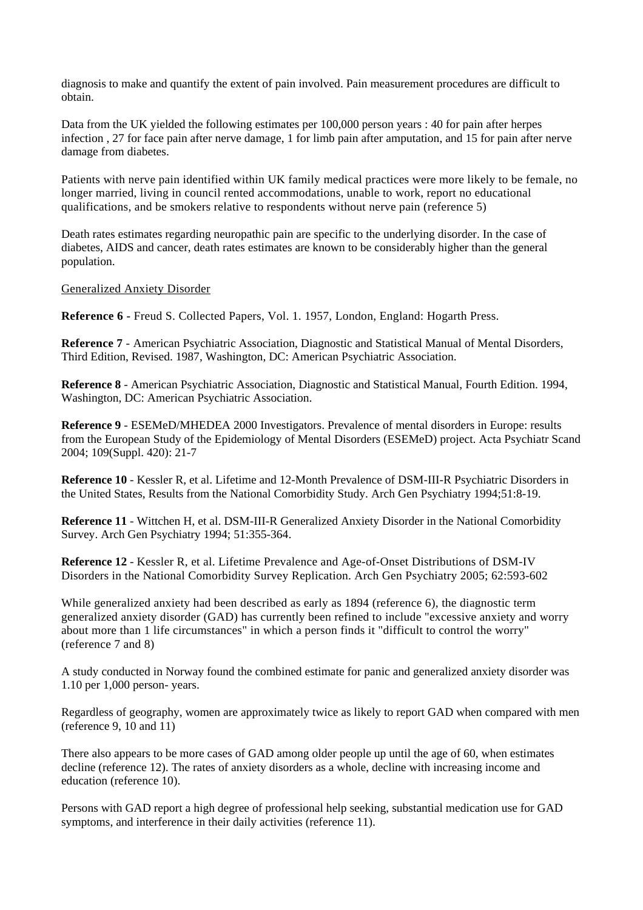diagnosis to make and quantify the extent of pain involved. Pain measurement procedures are difficult to obtain.

Data from the UK yielded the following estimates per 100,000 person years : 40 for pain after herpes infection , 27 for face pain after nerve damage, 1 for limb pain after amputation, and 15 for pain after nerve damage from diabetes.

Patients with nerve pain identified within UK family medical practices were more likely to be female, no longer married, living in council rented accommodations, unable to work, report no educational qualifications, and be smokers relative to respondents without nerve pain (reference 5)

Death rates estimates regarding neuropathic pain are specific to the underlying disorder. In the case of diabetes, AIDS and cancer, death rates estimates are known to be considerably higher than the general population.

Generalized Anxiety Disorder

**Reference 6 -** Freud S. Collected Papers, Vol. 1. 1957, London, England: Hogarth Press.

**Reference 7** - American Psychiatric Association, Diagnostic and Statistical Manual of Mental Disorders, Third Edition, Revised. 1987, Washington, DC: American Psychiatric Association.

**Reference 8** - American Psychiatric Association, Diagnostic and Statistical Manual, Fourth Edition. 1994, Washington, DC: American Psychiatric Association.

**Reference 9** - ESEMeD/MHEDEA 2000 Investigators. Prevalence of mental disorders in Europe: results from the European Study of the Epidemiology of Mental Disorders (ESEMeD) project. Acta Psychiatr Scand 2004; 109(Suppl. 420): 21-7

**Reference 10** - Kessler R, et al. Lifetime and 12-Month Prevalence of DSM-III-R Psychiatric Disorders in the United States, Results from the National Comorbidity Study. Arch Gen Psychiatry 1994;51:8-19.

**Reference 11** - Wittchen H, et al. DSM-III-R Generalized Anxiety Disorder in the National Comorbidity Survey. Arch Gen Psychiatry 1994; 51:355-364.

**Reference 12** - Kessler R, et al. Lifetime Prevalence and Age-of-Onset Distributions of DSM-IV Disorders in the National Comorbidity Survey Replication. Arch Gen Psychiatry 2005; 62:593-602

While generalized anxiety had been described as early as 1894 (reference 6), the diagnostic term generalized anxiety disorder (GAD) has currently been refined to include "excessive anxiety and worry about more than 1 life circumstances" in which a person finds it "difficult to control the worry" (reference 7 and 8)

A study conducted in Norway found the combined estimate for panic and generalized anxiety disorder was 1.10 per 1,000 person- years.

Regardless of geography, women are approximately twice as likely to report GAD when compared with men (reference 9, 10 and 11)

There also appears to be more cases of GAD among older people up until the age of 60, when estimates decline (reference 12). The rates of anxiety disorders as a whole, decline with increasing income and education (reference 10).

Persons with GAD report a high degree of professional help seeking, substantial medication use for GAD symptoms, and interference in their daily activities (reference 11).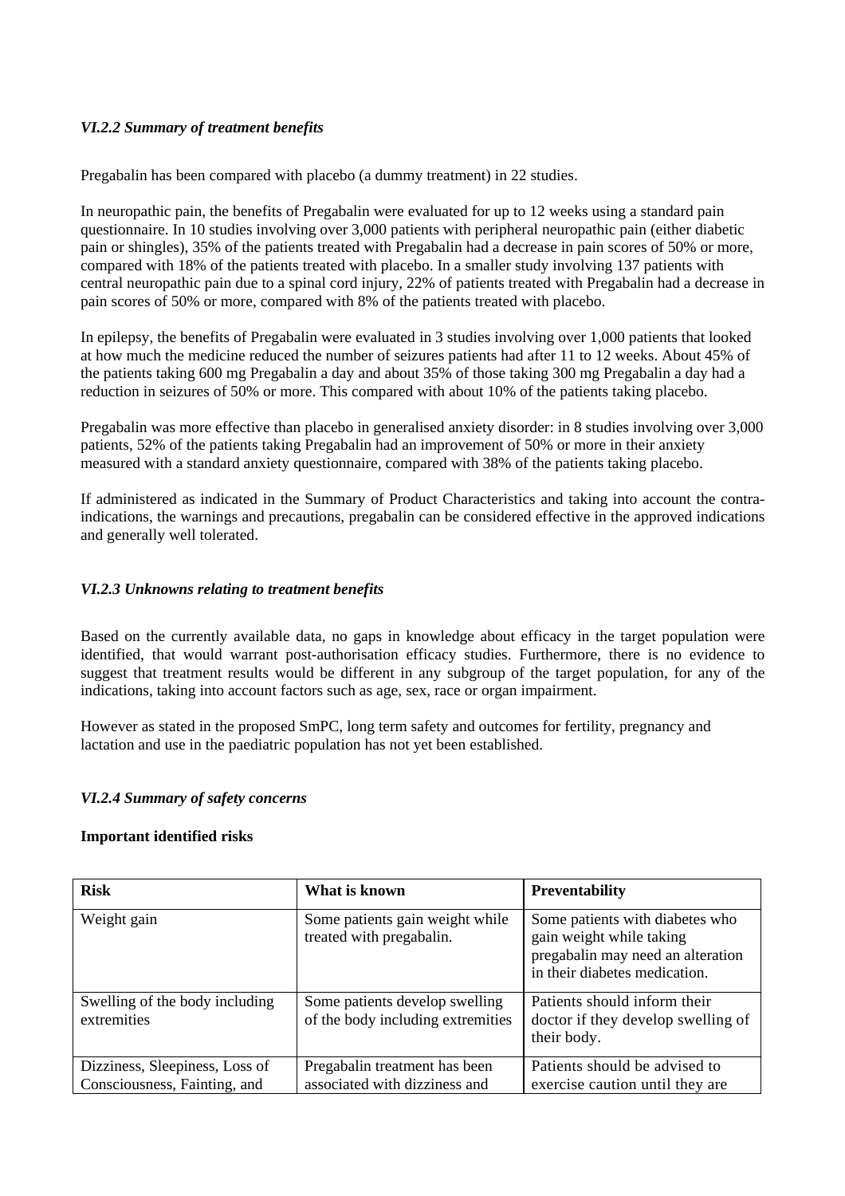### *VI.2.2 Summary of treatment benefits*

Pregabalin has been compared with placebo (a dummy treatment) in 22 studies.

In neuropathic pain, the benefits of Pregabalin were evaluated for up to 12 weeks using a standard pain questionnaire. In 10 studies involving over 3,000 patients with peripheral neuropathic pain (either diabetic pain or shingles), 35% of the patients treated with Pregabalin had a decrease in pain scores of 50% or more, compared with 18% of the patients treated with placebo. In a smaller study involving 137 patients with central neuropathic pain due to a spinal cord injury, 22% of patients treated with Pregabalin had a decrease in pain scores of 50% or more, compared with 8% of the patients treated with placebo.

In epilepsy, the benefits of Pregabalin were evaluated in 3 studies involving over 1,000 patients that looked at how much the medicine reduced the number of seizures patients had after 11 to 12 weeks. About 45% of the patients taking 600 mg Pregabalin a day and about 35% of those taking 300 mg Pregabalin a day had a reduction in seizures of 50% or more. This compared with about 10% of the patients taking placebo.

Pregabalin was more effective than placebo in generalised anxiety disorder: in 8 studies involving over 3,000 patients, 52% of the patients taking Pregabalin had an improvement of 50% or more in their anxiety measured with a standard anxiety questionnaire, compared with 38% of the patients taking placebo.

If administered as indicated in the Summary of Product Characteristics and taking into account the contra-indications, the warnings and precautions, pregabalin can be considered effective in the approved indications and generally well tolerated.

### *VI.2.3 Unknowns relating to treatment benefits*

Based on the currently available data, no gaps in knowledge about efficacy in the target population were identified, that would warrant post-authorisation efficacy studies. Furthermore, there is no evidence to suggest that treatment results would be different in any subgroup of the target population, for any of the indications, taking into account factors such as age, sex, race or organ impairment.

However as stated in the proposed SmPC, long term safety and outcomes for fertility, pregnancy and lactation and use in the paediatric population has not yet been established.

### *VI.2.4 Summary of safety concerns*

**Important identified risks**

| **Risk** | **What is known** | **Preventability** |
|---|---|---|
| Weight gain | Some patients gain weight while treated with pregabalin. | Some patients with diabetes who gain weight while taking pregabalin may need an alteration in their diabetes medication. |
| Swelling of the body including extremities | Some patients develop swelling of the body including extremities | Patients should inform their doctor if they develop swelling of their body. |
| Dizziness, Sleepiness, Loss of Consciousness, Fainting, and | Pregabalin treatment has been associated with dizziness and | Patients should be advised to exercise caution until they are |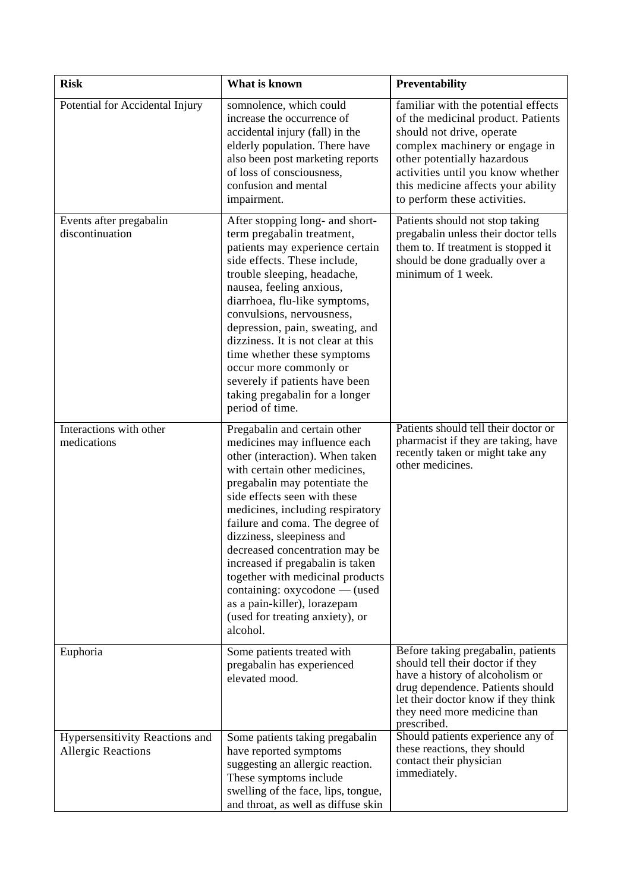| Risk | What is known | Preventability |
|---|---|---|
| Potential for Accidental Injury | somnolence, which could increase the occurrence of accidental injury (fall) in the elderly population. There have also been post marketing reports of loss of consciousness, confusion and mental impairment. | familiar with the potential effects of the medicinal product. Patients should not drive, operate complex machinery or engage in other potentially hazardous activities until you know whether this medicine affects your ability to perform these activities. |
| Events after pregabalin discontinuation | After stopping long- and short-term pregabalin treatment, patients may experience certain side effects. These include, trouble sleeping, headache, nausea, feeling anxious, diarrhoea, flu-like symptoms, convulsions, nervousness, depression, pain, sweating, and dizziness. It is not clear at this time whether these symptoms occur more commonly or severely if patients have been taking pregabalin for a longer period of time. | Patients should not stop taking pregabalin unless their doctor tells them to. If treatment is stopped it should be done gradually over a minimum of 1 week. |
| Interactions with other medications | Pregabalin and certain other medicines may influence each other (interaction). When taken with certain other medicines, pregabalin may potentiate the side effects seen with these medicines, including respiratory failure and coma. The degree of dizziness, sleepiness and decreased concentration may be increased if pregabalin is taken together with medicinal products containing: oxycodone — (used as a pain-killer), lorazepam (used for treating anxiety), or alcohol. | Patients should tell their doctor or pharmacist if they are taking, have recently taken or might take any other medicines. |
| Euphoria | Some patients treated with pregabalin has experienced elevated mood. | Before taking pregabalin, patients should tell their doctor if they have a history of alcoholism or drug dependence. Patients should let their doctor know if they think they need more medicine than prescribed. |
| Hypersensitivity Reactions and Allergic Reactions | Some patients taking pregabalin have reported symptoms suggesting an allergic reaction. These symptoms include swelling of the face, lips, tongue, and throat, as well as diffuse skin | Should patients experience any of these reactions, they should contact their physician immediately. |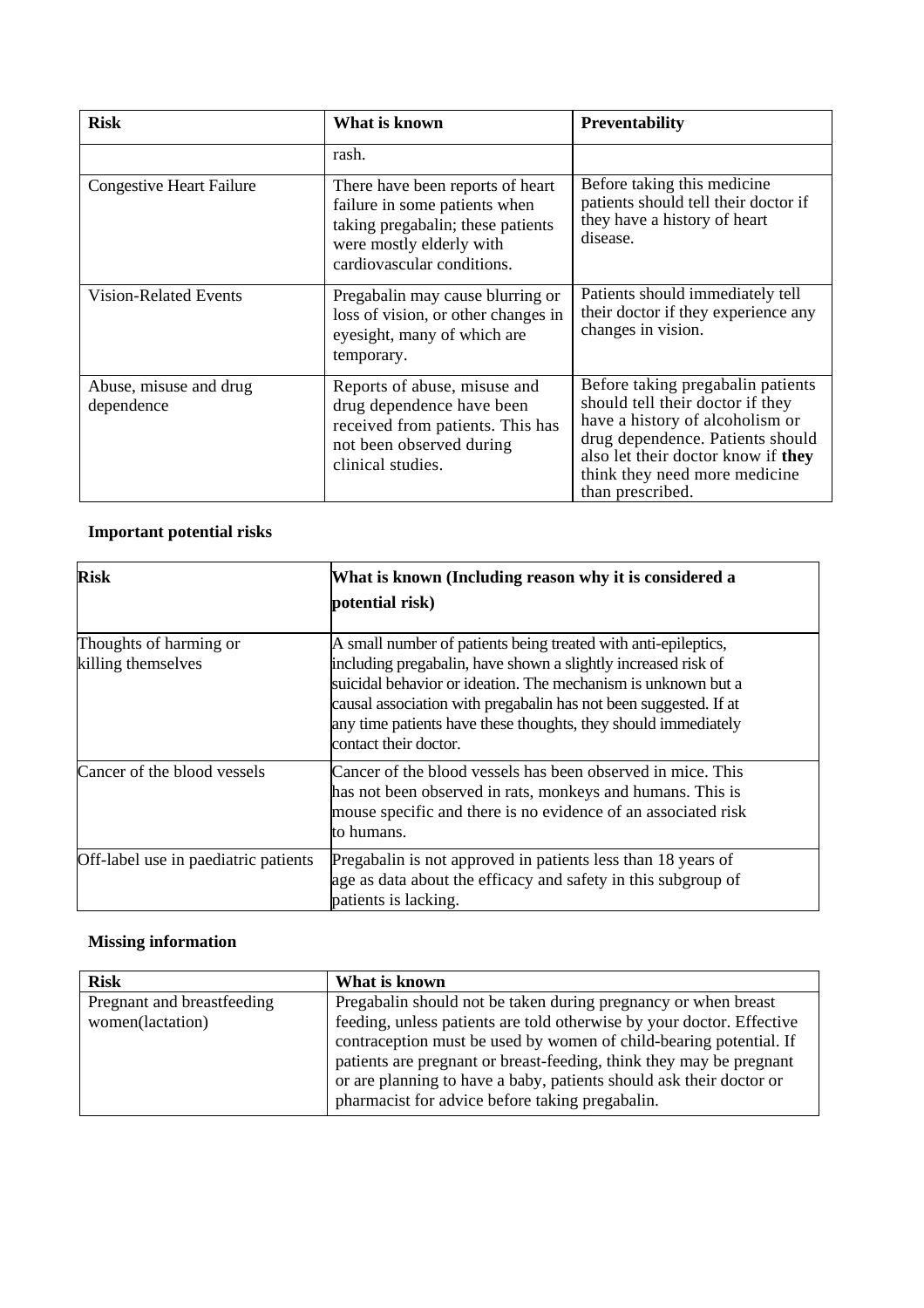| Risk | What is known | Preventability |
| --- | --- | --- |
| | rash. | |
| Congestive Heart Failure | There have been reports of heart failure in some patients when taking pregabalin; these patients were mostly elderly with cardiovascular conditions. | Before taking this medicine patients should tell their doctor if they have a history of heart disease. |
| Vision-Related Events | Pregabalin may cause blurring or loss of vision, or other changes in eyesight, many of which are temporary. | Patients should immediately tell their doctor if they experience any changes in vision. |
| Abuse, misuse and drug dependence | Reports of abuse, misuse and drug dependence have been received from patients. This has not been observed during clinical studies. | Before taking pregabalin patients should tell their doctor if they have a history of alcoholism or drug dependence. Patients should also let their doctor know if **they** think they need more medicine than prescribed. |

**Important potential risks**

| Risk | What is known (Including reason why it is considered a potential risk) |
| --- | --- |
| Thoughts of harming or killing themselves | A small number of patients being treated with anti-epileptics, including pregabalin, have shown a slightly increased risk of suicidal behavior or ideation. The mechanism is unknown but a causal association with pregabalin has not been suggested. If at any time patients have these thoughts, they should immediately contact their doctor. |
| Cancer of the blood vessels | Cancer of the blood vessels has been observed in mice. This has not been observed in rats, monkeys and humans. This is mouse specific and there is no evidence of an associated risk to humans. |
| Off-label use in paediatric patients | Pregabalin is not approved in patients less than 18 years of age as data about the efficacy and safety in this subgroup of patients is lacking. |

**Missing information**

| Risk | What is known |
| --- | --- |
| Pregnant and breastfeeding women(lactation) | Pregabalin should not be taken during pregnancy or when breast feeding, unless patients are told otherwise by your doctor. Effective contraception must be used by women of child-bearing potential. If patients are pregnant or breast-feeding, think they may be pregnant or are planning to have a baby, patients should ask their doctor or pharmacist for advice before taking pregabalin. |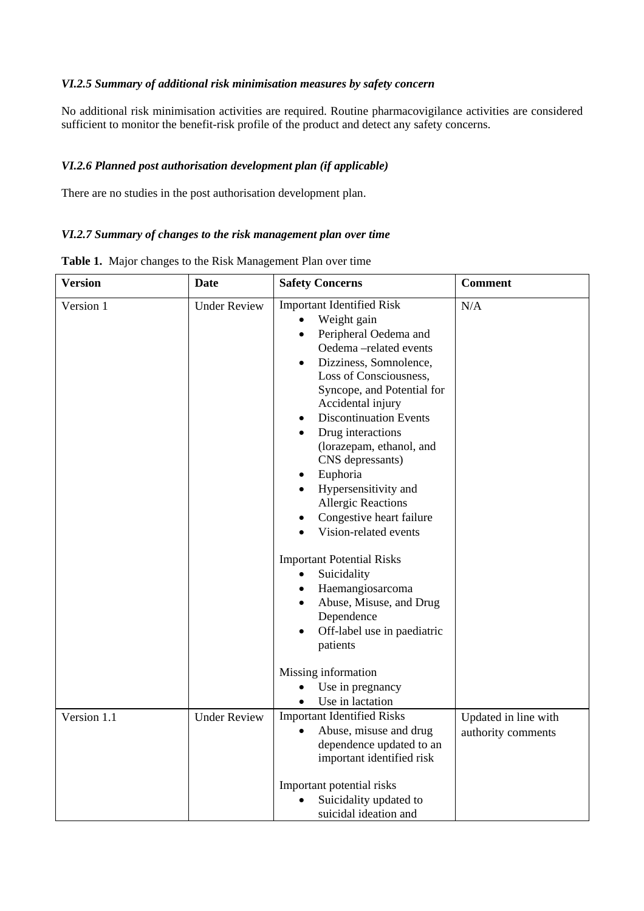### *VI.2.5 Summary of additional risk minimisation measures by safety concern*

No additional risk minimisation activities are required. Routine pharmacovigilance activities are considered sufficient to monitor the benefit-risk profile of the product and detect any safety concerns.

### *VI.2.6 Planned post authorisation development plan (if applicable)*

There are no studies in the post authorisation development plan.

### *VI.2.7 Summary of changes to the risk management plan over time*

**Table 1.** Major changes to the Risk Management Plan over time

| Version | Date | Safety Concerns | Comment |
|---|---|---|---|
| Version 1 | Under Review | Important Identified Risk<br>• Weight gain<br>• Peripheral Oedema and Oedema –related events<br>• Dizziness, Somnolence, Loss of Consciousness, Syncope, and Potential for Accidental injury<br>• Discontinuation Events<br>• Drug interactions (lorazepam, ethanol, and CNS depressants)<br>• Euphoria<br>• Hypersensitivity and Allergic Reactions<br>• Congestive heart failure<br>• Vision-related events<br><br>Important Potential Risks<br>• Suicidality<br>• Haemangiosarcoma<br>• Abuse, Misuse, and Drug Dependence<br>• Off-label use in paediatric patients<br><br>Missing information<br>• Use in pregnancy<br>• Use in lactation | N/A |
| Version 1.1 | Under Review | Important Identified Risks<br>• Abuse, misuse and drug dependence updated to an important identified risk<br><br>Important potential risks<br>• Suicidality updated to suicidal ideation and | Updated in line with authority comments |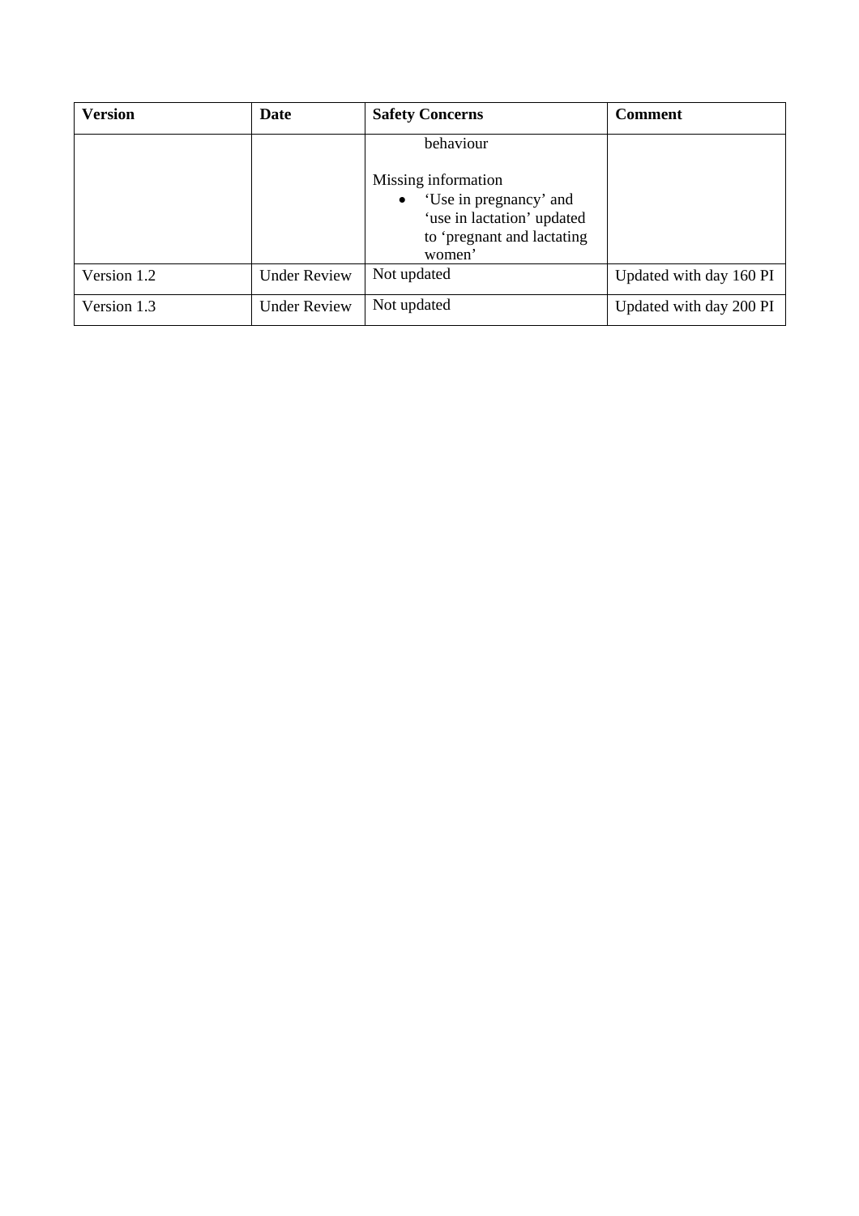| Version | Date | Safety Concerns | Comment |
|---|---|---|---|
| | | behaviour<br><br>Missing information<br>• 'Use in pregnancy' and 'use in lactation' updated to 'pregnant and lactating women' | |
| Version 1.2 | Under Review | Not updated | Updated with day 160 PI |
| Version 1.3 | Under Review | Not updated | Updated with day 200 PI |